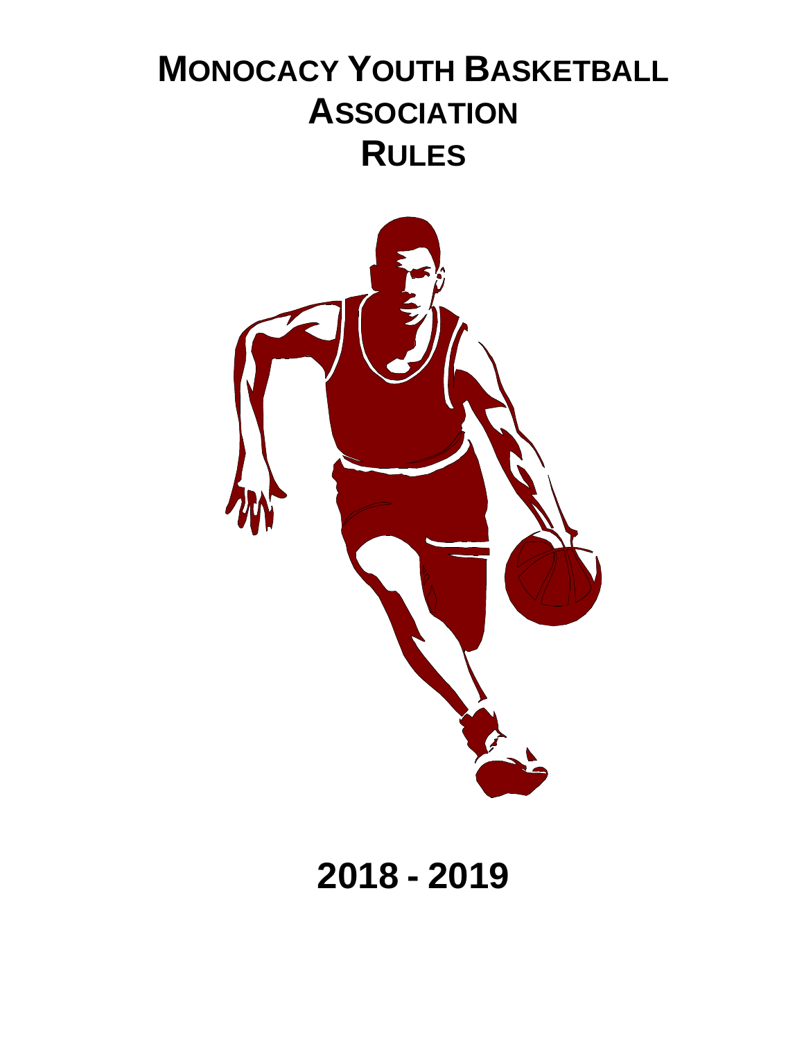# MONOCACY YOUTH BASKETBALL ASSOCIATION RULES

# 2018 - 2019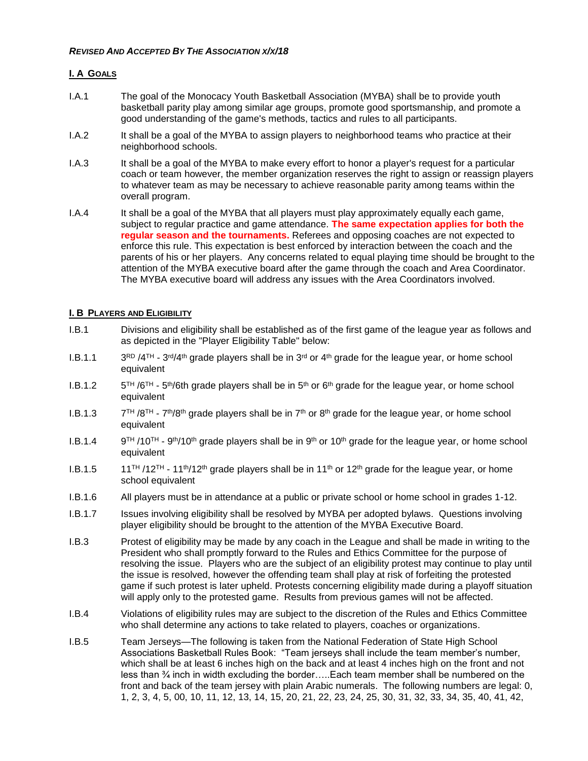***REVISED AND ACCEPTED BY THE ASSOCIATION X/X/18***

## I. A GOALS

I.A.1 The goal of the Monocacy Youth Basketball Association (MYBA) shall be to provide youth basketball parity play among similar age groups, promote good sportsmanship, and promote a good understanding of the game's methods, tactics and rules to all participants.

I.A.2 It shall be a goal of the MYBA to assign players to neighborhood teams who practice at their neighborhood schools.

I.A.3 It shall be a goal of the MYBA to make every effort to honor a player's request for a particular coach or team however, the member organization reserves the right to assign or reassign players to whatever team as may be necessary to achieve reasonable parity among teams within the overall program.

I.A.4 It shall be a goal of the MYBA that all players must play approximately equally each game, subject to regular practice and game attendance. **The same expectation applies for both the regular season and the tournaments.** Referees and opposing coaches are not expected to enforce this rule. This expectation is best enforced by interaction between the coach and the parents of his or her players. Any concerns related to equal playing time should be brought to the attention of the MYBA executive board after the game through the coach and Area Coordinator. The MYBA executive board will address any issues with the Area Coordinators involved.

## I. B PLAYERS AND ELIGIBILITY

I.B.1 Divisions and eligibility shall be established as of the first game of the league year as follows and as depicted in the "Player Eligibility Table" below:

I.B.1.1 3RD /4TH - 3rd/4th grade players shall be in 3rd or 4th grade for the league year, or home school equivalent

I.B.1.2 5TH /6TH - 5th/6th grade players shall be in 5th or 6th grade for the league year, or home school equivalent

I.B.1.3 7TH /8TH - 7th/8th grade players shall be in 7th or 8th grade for the league year, or home school equivalent

I.B.1.4 9TH /10TH - 9th/10th grade players shall be in 9th or 10th grade for the league year, or home school equivalent

I.B.1.5 11TH /12TH - 11th/12th grade players shall be in 11th or 12th grade for the league year, or home school equivalent

I.B.1.6 All players must be in attendance at a public or private school or home school in grades 1-12.

I.B.1.7 Issues involving eligibility shall be resolved by MYBA per adopted bylaws. Questions involving player eligibility should be brought to the attention of the MYBA Executive Board.

I.B.3 Protest of eligibility may be made by any coach in the League and shall be made in writing to the President who shall promptly forward to the Rules and Ethics Committee for the purpose of resolving the issue. Players who are the subject of an eligibility protest may continue to play until the issue is resolved, however the offending team shall play at risk of forfeiting the protested game if such protest is later upheld. Protests concerning eligibility made during a playoff situation will apply only to the protested game. Results from previous games will not be affected.

I.B.4 Violations of eligibility rules may are subject to the discretion of the Rules and Ethics Committee who shall determine any actions to take related to players, coaches or organizations.

I.B.5 Team Jerseys—The following is taken from the National Federation of State High School Associations Basketball Rules Book: "Team jerseys shall include the team member's number, which shall be at least 6 inches high on the back and at least 4 inches high on the front and not less than ¾ inch in width excluding the border…..Each team member shall be numbered on the front and back of the team jersey with plain Arabic numerals. The following numbers are legal: 0, 1, 2, 3, 4, 5, 00, 10, 11, 12, 13, 14, 15, 20, 21, 22, 23, 24, 25, 30, 31, 32, 33, 34, 35, 40, 41, 42,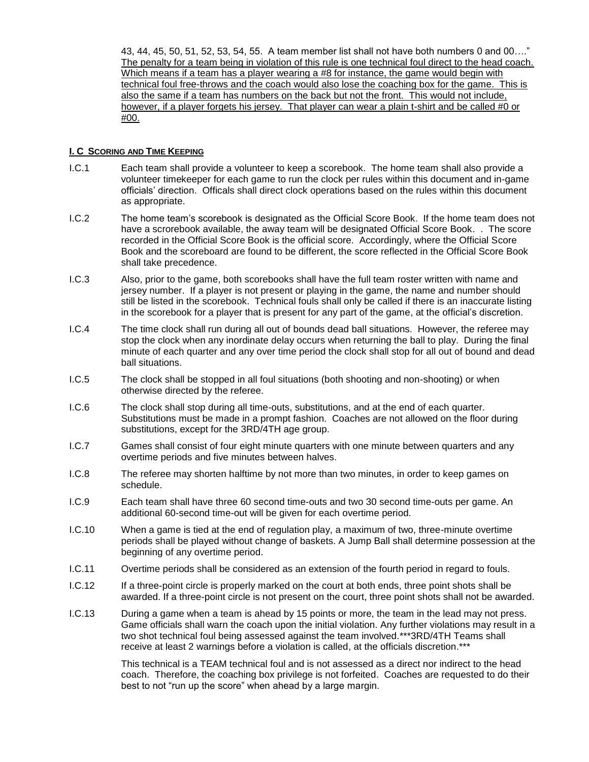43, 44, 45, 50, 51, 52, 53, 54, 55. A team member list shall not have both numbers 0 and 00…." <u>The penalty for a team being in violation of this rule is one technical foul direct to the head coach. Which means if a team has a player wearing a #8 for instance, the game would begin with technical foul free-throws and the coach would also lose the coaching box for the game. This is also the same if a team has numbers on the back but not the front. This would not include, however, if a player forgets his jersey. That player can wear a plain t-shirt and be called #0 or #00.</u>

### I. C SCORING AND TIME KEEPING

I.C.1 Each team shall provide a volunteer to keep a scorebook. The home team shall also provide a volunteer timekeeper for each game to run the clock per rules within this document and in-game officials' direction. Officals shall direct clock operations based on the rules within this document as appropriate.

I.C.2 The home team's scorebook is designated as the Official Score Book. If the home team does not have a scrorebook available, the away team will be designated Official Score Book. . The score recorded in the Official Score Book is the official score. Accordingly, where the Official Score Book and the scoreboard are found to be different, the score reflected in the Official Score Book shall take precedence.

I.C.3 Also, prior to the game, both scorebooks shall have the full team roster written with name and jersey number. If a player is not present or playing in the game, the name and number should still be listed in the scorebook. Technical fouls shall only be called if there is an inaccurate listing in the scorebook for a player that is present for any part of the game, at the official's discretion.

I.C.4 The time clock shall run during all out of bounds dead ball situations. However, the referee may stop the clock when any inordinate delay occurs when returning the ball to play. During the final minute of each quarter and any over time period the clock shall stop for all out of bound and dead ball situations.

I.C.5 The clock shall be stopped in all foul situations (both shooting and non-shooting) or when otherwise directed by the referee.

I.C.6 The clock shall stop during all time-outs, substitutions, and at the end of each quarter. Substitutions must be made in a prompt fashion. Coaches are not allowed on the floor during substitutions, except for the 3RD/4TH age group.

I.C.7 Games shall consist of four eight minute quarters with one minute between quarters and any overtime periods and five minutes between halves.

I.C.8 The referee may shorten halftime by not more than two minutes, in order to keep games on schedule.

I.C.9 Each team shall have three 60 second time-outs and two 30 second time-outs per game. An additional 60-second time-out will be given for each overtime period.

I.C.10 When a game is tied at the end of regulation play, a maximum of two, three-minute overtime periods shall be played without change of baskets. A Jump Ball shall determine possession at the beginning of any overtime period.

I.C.11 Overtime periods shall be considered as an extension of the fourth period in regard to fouls.

I.C.12 If a three-point circle is properly marked on the court at both ends, three point shots shall be awarded. If a three-point circle is not present on the court, three point shots shall not be awarded.

I.C.13 During a game when a team is ahead by 15 points or more, the team in the lead may not press. Game officials shall warn the coach upon the initial violation. Any further violations may result in a two shot technical foul being assessed against the team involved.***3RD/4TH Teams shall receive at least 2 warnings before a violation is called, at the officials discretion.***

This technical is a TEAM technical foul and is not assessed as a direct nor indirect to the head coach. Therefore, the coaching box privilege is not forfeited. Coaches are requested to do their best to not "run up the score" when ahead by a large margin.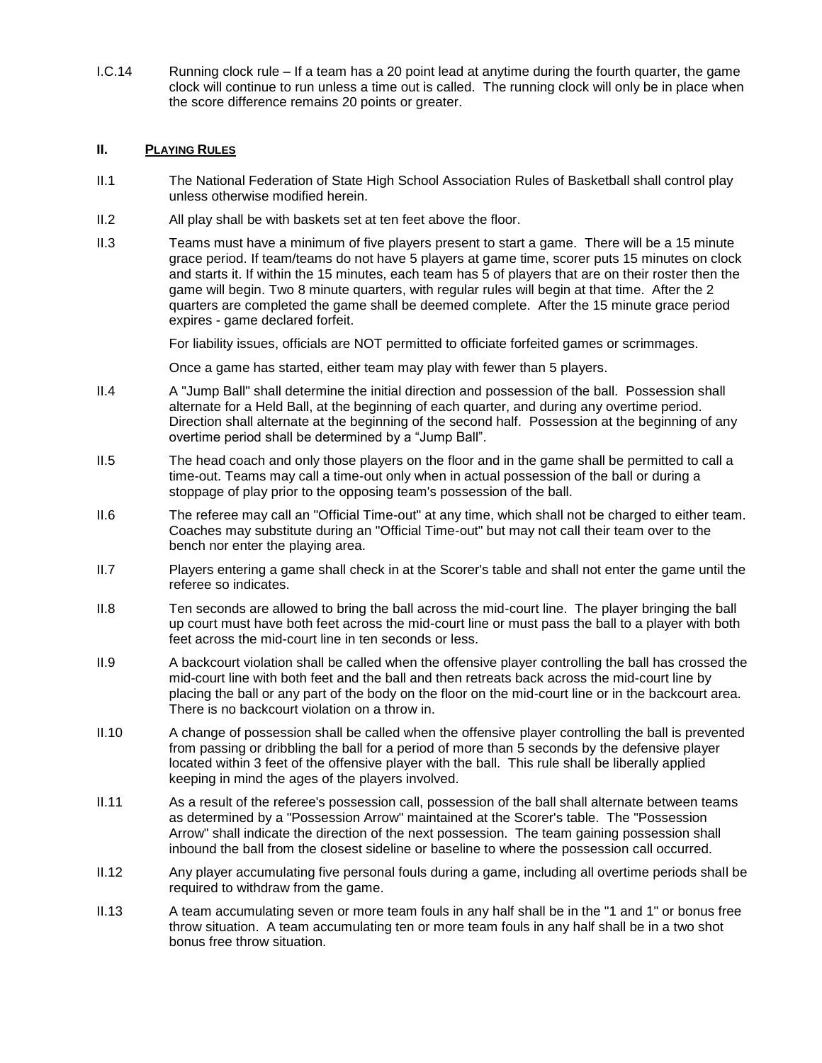I.C.14 Running clock rule – If a team has a 20 point lead at anytime during the fourth quarter, the game clock will continue to run unless a time out is called. The running clock will only be in place when the score difference remains 20 points or greater.

## II. <u>PLAYING RULES</u>

II.1 The National Federation of State High School Association Rules of Basketball shall control play unless otherwise modified herein.

II.2 All play shall be with baskets set at ten feet above the floor.

II.3 Teams must have a minimum of five players present to start a game. There will be a 15 minute grace period. If team/teams do not have 5 players at game time, scorer puts 15 minutes on clock and starts it. If within the 15 minutes, each team has 5 of players that are on their roster then the game will begin. Two 8 minute quarters, with regular rules will begin at that time. After the 2 quarters are completed the game shall be deemed complete. After the 15 minute grace period expires - game declared forfeit.

For liability issues, officials are NOT permitted to officiate forfeited games or scrimmages.

Once a game has started, either team may play with fewer than 5 players.

II.4 A "Jump Ball" shall determine the initial direction and possession of the ball. Possession shall alternate for a Held Ball, at the beginning of each quarter, and during any overtime period. Direction shall alternate at the beginning of the second half. Possession at the beginning of any overtime period shall be determined by a "Jump Ball".

II.5 The head coach and only those players on the floor and in the game shall be permitted to call a time-out. Teams may call a time-out only when in actual possession of the ball or during a stoppage of play prior to the opposing team's possession of the ball.

II.6 The referee may call an "Official Time-out" at any time, which shall not be charged to either team. Coaches may substitute during an "Official Time-out" but may not call their team over to the bench nor enter the playing area.

II.7 Players entering a game shall check in at the Scorer's table and shall not enter the game until the referee so indicates.

II.8 Ten seconds are allowed to bring the ball across the mid-court line. The player bringing the ball up court must have both feet across the mid-court line or must pass the ball to a player with both feet across the mid-court line in ten seconds or less.

II.9 A backcourt violation shall be called when the offensive player controlling the ball has crossed the mid-court line with both feet and the ball and then retreats back across the mid-court line by placing the ball or any part of the body on the floor on the mid-court line or in the backcourt area. There is no backcourt violation on a throw in.

II.10 A change of possession shall be called when the offensive player controlling the ball is prevented from passing or dribbling the ball for a period of more than 5 seconds by the defensive player located within 3 feet of the offensive player with the ball. This rule shall be liberally applied keeping in mind the ages of the players involved.

II.11 As a result of the referee's possession call, possession of the ball shall alternate between teams as determined by a "Possession Arrow" maintained at the Scorer's table. The "Possession Arrow" shall indicate the direction of the next possession. The team gaining possession shall inbound the ball from the closest sideline or baseline to where the possession call occurred.

II.12 Any player accumulating five personal fouls during a game, including all overtime periods shall be required to withdraw from the game.

II.13 A team accumulating seven or more team fouls in any half shall be in the "1 and 1" or bonus free throw situation. A team accumulating ten or more team fouls in any half shall be in a two shot bonus free throw situation.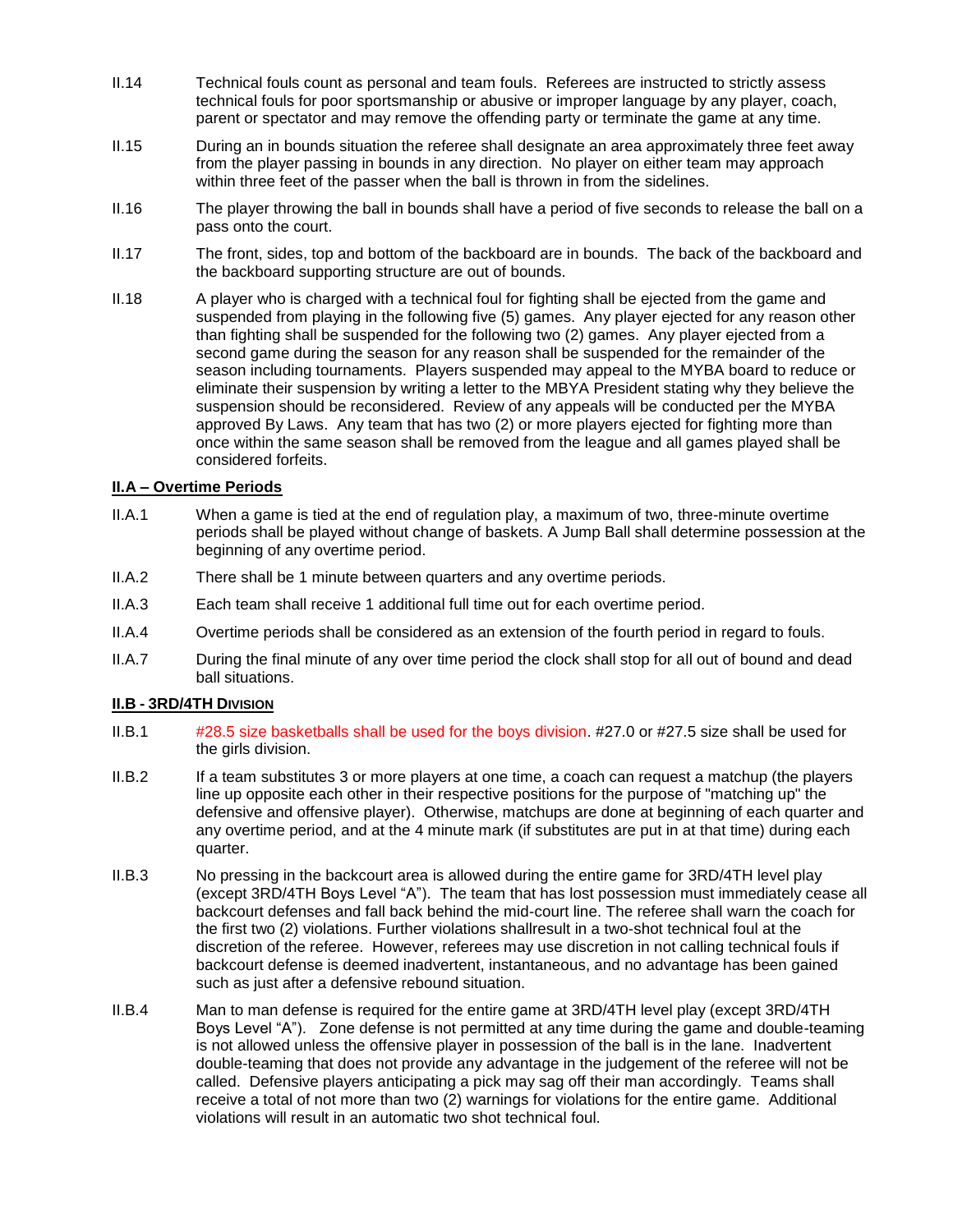II.14 Technical fouls count as personal and team fouls. Referees are instructed to strictly assess technical fouls for poor sportsmanship or abusive or improper language by any player, coach, parent or spectator and may remove the offending party or terminate the game at any time.

II.15 During an in bounds situation the referee shall designate an area approximately three feet away from the player passing in bounds in any direction. No player on either team may approach within three feet of the passer when the ball is thrown in from the sidelines.

II.16 The player throwing the ball in bounds shall have a period of five seconds to release the ball on a pass onto the court.

II.17 The front, sides, top and bottom of the backboard are in bounds. The back of the backboard and the backboard supporting structure are out of bounds.

II.18 A player who is charged with a technical foul for fighting shall be ejected from the game and suspended from playing in the following five (5) games. Any player ejected for any reason other than fighting shall be suspended for the following two (2) games. Any player ejected from a second game during the season for any reason shall be suspended for the remainder of the season including tournaments. Players suspended may appeal to the MYBA board to reduce or eliminate their suspension by writing a letter to the MBYA President stating why they believe the suspension should be reconsidered. Review of any appeals will be conducted per the MYBA approved By Laws. Any team that has two (2) or more players ejected for fighting more than once within the same season shall be removed from the league and all games played shall be considered forfeits.

**II.A – Overtime Periods**

II.A.1 When a game is tied at the end of regulation play, a maximum of two, three-minute overtime periods shall be played without change of baskets. A Jump Ball shall determine possession at the beginning of any overtime period.

II.A.2 There shall be 1 minute between quarters and any overtime periods.

II.A.3 Each team shall receive 1 additional full time out for each overtime period.

II.A.4 Overtime periods shall be considered as an extension of the fourth period in regard to fouls.

II.A.7 During the final minute of any over time period the clock shall stop for all out of bound and dead ball situations.

**II.B - 3RD/4TH DIVISION**

II.B.1 #28.5 size basketballs shall be used for the boys division. #27.0 or #27.5 size shall be used for the girls division.

II.B.2 If a team substitutes 3 or more players at one time, a coach can request a matchup (the players line up opposite each other in their respective positions for the purpose of "matching up" the defensive and offensive player). Otherwise, matchups are done at beginning of each quarter and any overtime period, and at the 4 minute mark (if substitutes are put in at that time) during each quarter.

II.B.3 No pressing in the backcourt area is allowed during the entire game for 3RD/4TH level play (except 3RD/4TH Boys Level "A"). The team that has lost possession must immediately cease all backcourt defenses and fall back behind the mid-court line. The referee shall warn the coach for the first two (2) violations. Further violations shallresult in a two-shot technical foul at the discretion of the referee. However, referees may use discretion in not calling technical fouls if backcourt defense is deemed inadvertent, instantaneous, and no advantage has been gained such as just after a defensive rebound situation.

II.B.4 Man to man defense is required for the entire game at 3RD/4TH level play (except 3RD/4TH Boys Level "A"). Zone defense is not permitted at any time during the game and double-teaming is not allowed unless the offensive player in possession of the ball is in the lane. Inadvertent double-teaming that does not provide any advantage in the judgement of the referee will not be called. Defensive players anticipating a pick may sag off their man accordingly. Teams shall receive a total of not more than two (2) warnings for violations for the entire game. Additional violations will result in an automatic two shot technical foul.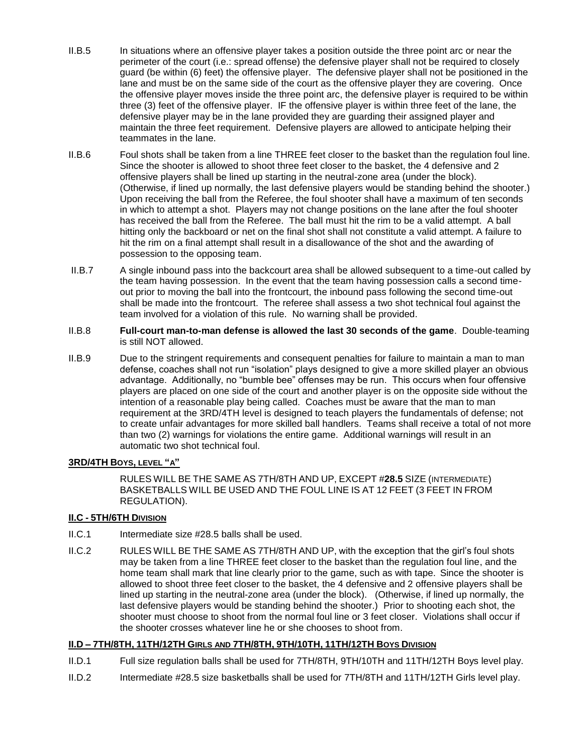II.B.5 In situations where an offensive player takes a position outside the three point arc or near the perimeter of the court (i.e.: spread offense) the defensive player shall not be required to closely guard (be within (6) feet) the offensive player. The defensive player shall not be positioned in the lane and must be on the same side of the court as the offensive player they are covering. Once the offensive player moves inside the three point arc, the defensive player is required to be within three (3) feet of the offensive player. IF the offensive player is within three feet of the lane, the defensive player may be in the lane provided they are guarding their assigned player and maintain the three feet requirement. Defensive players are allowed to anticipate helping their teammates in the lane.

II.B.6 Foul shots shall be taken from a line THREE feet closer to the basket than the regulation foul line. Since the shooter is allowed to shoot three feet closer to the basket, the 4 defensive and 2 offensive players shall be lined up starting in the neutral-zone area (under the block). (Otherwise, if lined up normally, the last defensive players would be standing behind the shooter.) Upon receiving the ball from the Referee, the foul shooter shall have a maximum of ten seconds in which to attempt a shot. Players may not change positions on the lane after the foul shooter has received the ball from the Referee. The ball must hit the rim to be a valid attempt. A ball hitting only the backboard or net on the final shot shall not constitute a valid attempt. A failure to hit the rim on a final attempt shall result in a disallowance of the shot and the awarding of possession to the opposing team.

II.B.7 A single inbound pass into the backcourt area shall be allowed subsequent to a time-out called by the team having possession. In the event that the team having possession calls a second time-out prior to moving the ball into the frontcourt, the inbound pass following the second time-out shall be made into the frontcourt. The referee shall assess a two shot technical foul against the team involved for a violation of this rule. No warning shall be provided.

II.B.8 **Full-court man-to-man defense is allowed the last 30 seconds of the game**. Double-teaming is still NOT allowed.

II.B.9 Due to the stringent requirements and consequent penalties for failure to maintain a man to man defense, coaches shall not run "isolation" plays designed to give a more skilled player an obvious advantage. Additionally, no "bumble bee" offenses may be run. This occurs when four offensive players are placed on one side of the court and another player is on the opposite side without the intention of a reasonable play being called. Coaches must be aware that the man to man requirement at the 3RD/4TH level is designed to teach players the fundamentals of defense; not to create unfair advantages for more skilled ball handlers. Teams shall receive a total of not more than two (2) warnings for violations the entire game. Additional warnings will result in an automatic two shot technical foul.

### 3RD/4TH BOYS, LEVEL "A"

RULES WILL BE THE SAME AS 7TH/8TH AND UP, EXCEPT #**28.5** SIZE (INTERMEDIATE) BASKETBALLS WILL BE USED AND THE FOUL LINE IS AT 12 FEET (3 FEET IN FROM REGULATION).

### II.C - 5TH/6TH DIVISION

II.C.1 Intermediate size #28.5 balls shall be used.

II.C.2 RULES WILL BE THE SAME AS 7TH/8TH AND UP, with the exception that the girl's foul shots may be taken from a line THREE feet closer to the basket than the regulation foul line, and the home team shall mark that line clearly prior to the game, such as with tape. Since the shooter is allowed to shoot three feet closer to the basket, the 4 defensive and 2 offensive players shall be lined up starting in the neutral-zone area (under the block). (Otherwise, if lined up normally, the last defensive players would be standing behind the shooter.) Prior to shooting each shot, the shooter must choose to shoot from the normal foul line or 3 feet closer. Violations shall occur if the shooter crosses whatever line he or she chooses to shoot from.

### II.D – 7TH/8TH, 11TH/12TH GIRLS AND 7TH/8TH, 9TH/10TH, 11TH/12TH BOYS DIVISION

II.D.1 Full size regulation balls shall be used for 7TH/8TH, 9TH/10TH and 11TH/12TH Boys level play.

II.D.2 Intermediate #28.5 size basketballs shall be used for 7TH/8TH and 11TH/12TH Girls level play.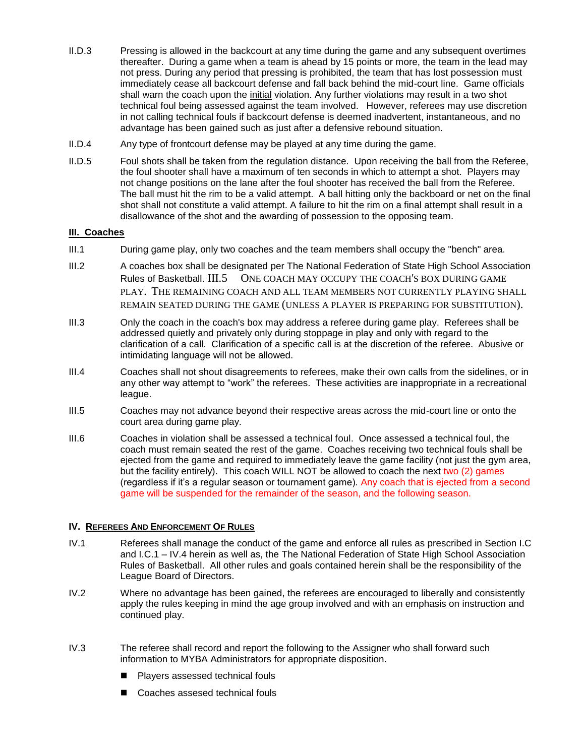II.D.3 Pressing is allowed in the backcourt at any time during the game and any subsequent overtimes thereafter. During a game when a team is ahead by 15 points or more, the team in the lead may not press. During any period that pressing is prohibited, the team that has lost possession must immediately cease all backcourt defense and fall back behind the mid-court line. Game officials shall warn the coach upon the <u>initial</u> violation. Any further violations may result in a two shot technical foul being assessed against the team involved. However, referees may use discretion in not calling technical fouls if backcourt defense is deemed inadvertent, instantaneous, and no advantage has been gained such as just after a defensive rebound situation.

II.D.4 Any type of frontcourt defense may be played at any time during the game.

II.D.5 Foul shots shall be taken from the regulation distance. Upon receiving the ball from the Referee, the foul shooter shall have a maximum of ten seconds in which to attempt a shot. Players may not change positions on the lane after the foul shooter has received the ball from the Referee. The ball must hit the rim to be a valid attempt. A ball hitting only the backboard or net on the final shot shall not constitute a valid attempt. A failure to hit the rim on a final attempt shall result in a disallowance of the shot and the awarding of possession to the opposing team.

## III. Coaches

III.1 During game play, only two coaches and the team members shall occupy the "bench" area.

III.2 A coaches box shall be designated per The National Federation of State High School Association Rules of Basketball. III.5 ONE COACH MAY OCCUPY THE COACH'S BOX DURING GAME PLAY. THE REMAINING COACH AND ALL TEAM MEMBERS NOT CURRENTLY PLAYING SHALL REMAIN SEATED DURING THE GAME (UNLESS A PLAYER IS PREPARING FOR SUBSTITUTION).

III.3 Only the coach in the coach's box may address a referee during game play. Referees shall be addressed quietly and privately only during stoppage in play and only with regard to the clarification of a call. Clarification of a specific call is at the discretion of the referee. Abusive or intimidating language will not be allowed.

III.4 Coaches shall not shout disagreements to referees, make their own calls from the sidelines, or in any other way attempt to "work" the referees. These activities are inappropriate in a recreational league.

III.5 Coaches may not advance beyond their respective areas across the mid-court line or onto the court area during game play.

III.6 Coaches in violation shall be assessed a technical foul. Once assessed a technical foul, the coach must remain seated the rest of the game. Coaches receiving two technical fouls shall be ejected from the game and required to immediately leave the game facility (not just the gym area, but the facility entirely). This coach WILL NOT be allowed to coach the next two (2) games (regardless if it's a regular season or tournament game). Any coach that is ejected from a second game will be suspended for the remainder of the season, and the following season.

## IV. Referees And Enforcement Of Rules

IV.1 Referees shall manage the conduct of the game and enforce all rules as prescribed in Section I.C and I.C.1 – IV.4 herein as well as, the The National Federation of State High School Association Rules of Basketball. All other rules and goals contained herein shall be the responsibility of the League Board of Directors.

IV.2 Where no advantage has been gained, the referees are encouraged to liberally and consistently apply the rules keeping in mind the age group involved and with an emphasis on instruction and continued play.

IV.3 The referee shall record and report the following to the Assigner who shall forward such information to MYBA Administrators for appropriate disposition.

- Players assessed technical fouls
- Coaches assesed technical fouls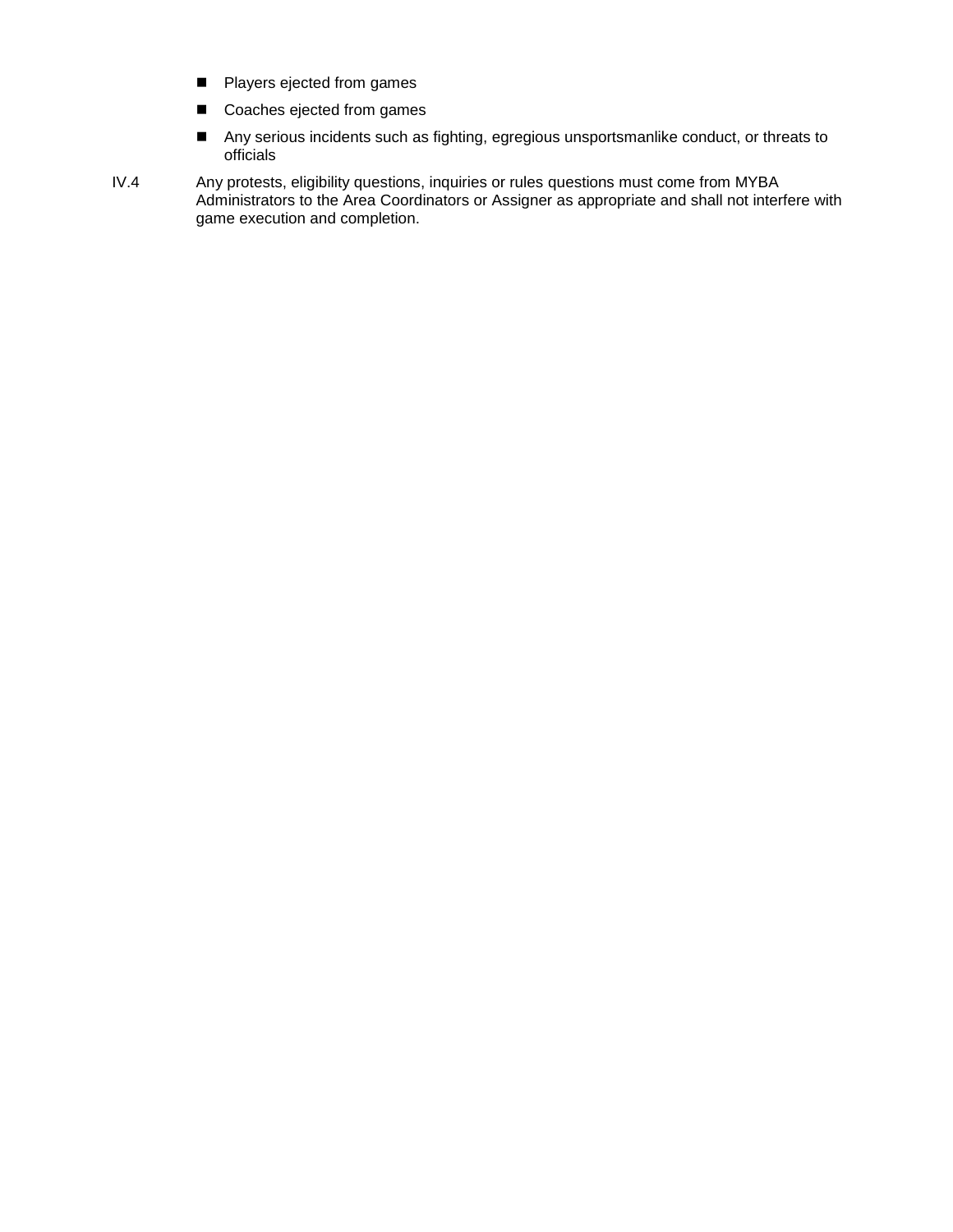- Players ejected from games
- Coaches ejected from games
- Any serious incidents such as fighting, egregious unsportsmanlike conduct, or threats to officials

IV.4 Any protests, eligibility questions, inquiries or rules questions must come from MYBA Administrators to the Area Coordinators or Assigner as appropriate and shall not interfere with game execution and completion.